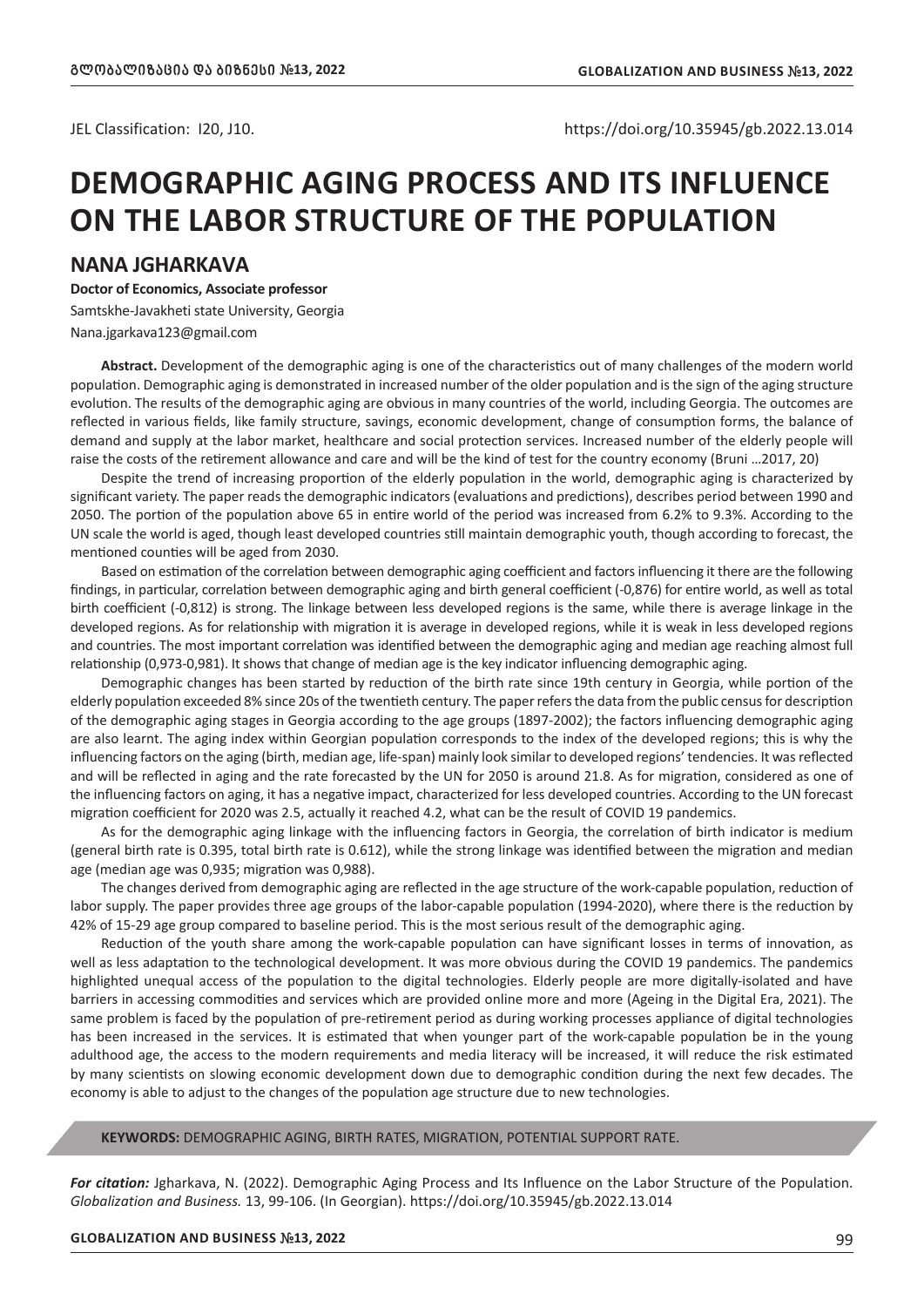JEL Classification: I20, J10. https://doi.org/10.35945/gb.2022.13.014

# DEMOGRAPHIC AGING PROCESS AND ITS INFLUENCE ON THE LABOR STRUCTURE OF THE POPULATION

## NANA JGHARKAVA

**Doctor of Economics, Associate professor**

Samtskhe-Javakheti state University, Georgia

Nana.jgarkava123@gmail.com

**Abstract.** Development of the demographic aging is one of the characteristics out of many challenges of the modern world population. Demographic aging is demonstrated in increased number of the older population and is the sign of the aging structure evolution. The results of the demographic aging are obvious in many countries of the world, including Georgia. The outcomes are reflected in various fields, like family structure, savings, economic development, change of consumption forms, the balance of demand and supply at the labor market, healthcare and social protection services. Increased number of the elderly people will raise the costs of the retirement allowance and care and will be the kind of test for the country economy (Bruni ...2017, 20)

Despite the trend of increasing proportion of the elderly population in the world, demographic aging is characterized by significant variety. The paper reads the demographic indicators (evaluations and predictions), describes period between 1990 and 2050. The portion of the population above 65 in entire world of the period was increased from 6.2% to 9.3%. According to the UN scale the world is aged, though least developed countries still maintain demographic youth, though according to forecast, the mentioned counties will be aged from 2030.

Based on estimation of the correlation between demographic aging coefficient and factors influencing it there are the following findings, in particular, correlation between demographic aging and birth general coefficient (-0,876) for entire world, as well as total birth coefficient (-0,812) is strong. The linkage between less developed regions is the same, while there is average linkage in the developed regions. As for relationship with migration it is average in developed regions, while it is weak in less developed regions and countries. The most important correlation was identified between the demographic aging and median age reaching almost full relationship (0,973-0,981). It shows that change of median age is the key indicator influencing demographic aging.

Demographic changes has been started by reduction of the birth rate since 19th century in Georgia, while portion of the elderly population exceeded 8% since 20s of the twentieth century. The paper refers the data from the public census for description of the demographic aging stages in Georgia according to the age groups (1897-2002); the factors influencing demographic aging are also learnt. The aging index within Georgian population corresponds to the index of the developed regions; this is why the influencing factors on the aging (birth, median age, life-span) mainly look similar to developed regions' tendencies. It was reflected and will be reflected in aging and the rate forecasted by the UN for 2050 is around 21.8. As for migration, considered as one of the influencing factors on aging, it has a negative impact, characterized for less developed countries. According to the UN forecast migration coefficient for 2020 was 2.5, actually it reached 4.2, what can be the result of COVID 19 pandemics.

As for the demographic aging linkage with the influencing factors in Georgia, the correlation of birth indicator is medium (general birth rate is 0.395, total birth rate is 0.612), while the strong linkage was identified between the migration and median age (median age was 0,935; migration was 0,988).

The changes derived from demographic aging are reflected in the age structure of the work-capable population, reduction of labor supply. The paper provides three age groups of the labor-capable population (1994-2020), where there is the reduction by 42% of 15-29 age group compared to baseline period. This is the most serious result of the demographic aging.

Reduction of the youth share among the work-capable population can have significant losses in terms of innovation, as well as less adaptation to the technological development. It was more obvious during the COVID 19 pandemics. The pandemics highlighted unequal access of the population to the digital technologies. Elderly people are more digitally-isolated and have barriers in accessing commodities and services which are provided online more and more (Ageing in the Digital Era, 2021). The same problem is faced by the population of pre-retirement period as during working processes appliance of digital technologies has been increased in the services. It is estimated that when younger part of the work-capable population be in the young adulthood age, the access to the modern requirements and media literacy will be increased, it will reduce the risk estimated by many scientists on slowing economic development down due to demographic condition during the next few decades. The economy is able to adjust to the changes of the population age structure due to new technologies.

**KEYWORDS:** DEMOGRAPHIC AGING, BIRTH RATES, MIGRATION, POTENTIAL SUPPORT RATE.

***For citation:*** Jgharkava, N. (2022). Demographic Aging Process and Its Influence on the Labor Structure of the Population. *Globalization and Business.* 13, 99-106. (In Georgian). https://doi.org/10.35945/gb.2022.13.014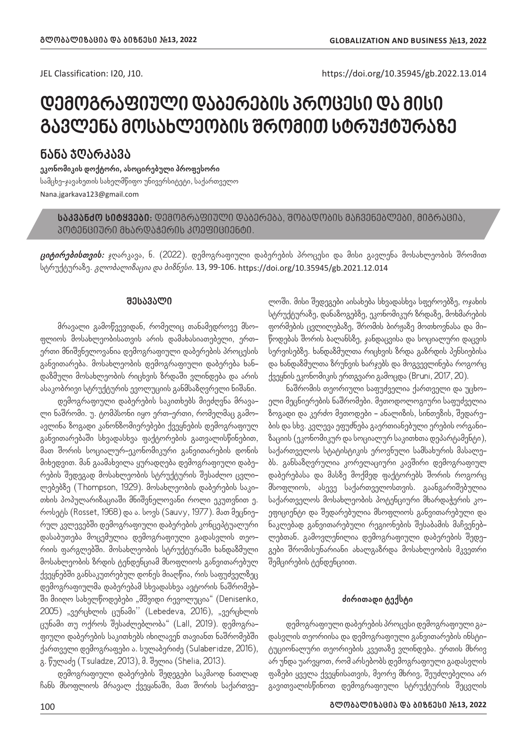JEL Classification: I20, J10. https://doi.org/10.35945/gb.2022.13.014

# დემოგრაფიული დაბერების პროცესი და მისი გავლენა მოსახლეობის შრომით სტრუქტურაზე

## ნანა ჯღარკავა

**ეკონომიკის დოქტორი, ასოცირებული პროფესორი**
სამცხე-ჯავახეთის სახელმწიფო უნივერსიტეტი, საქართველო
Nana.jgarkava123@gmail.com

**საკვანძო სიტყვები:** დემოგრაფიული დაბერება, შობადობის მაჩვენებლები, მიგრაცია, პოტენციური მხარდაჭერის კოეფიციენტი.

***ციტირებისთვის:*** ჯღარკავა, ნ. (2022). დემოგრაფიული დაბერების პროცესი და მისი გავლენა მოსახლეობის შრომით სტრუქტურაზე. *გლობალიზაცია და ბიზნესი*. 13, 99-106. https://doi.org/10.35945/gb.2021.12.014

### შესავალი

მრავალი გამოწვევიდან, რომელიც თანამედროვე მსოფლიოს მოსახლეობისათვის არის დამახასიათებელი, ერთ-ერთი მნიშვნელოვანია დემოგრაფიული დაბერების პროცესის განვითარება. მოსახლეობის დემოგრაფიული დაბერება ხანდაზმული მოსახლეობის რიცხვის ზრდაში ვლინდება და არის ასაკობრივი სტრუქტურის ევოლუციის განმსაზღვრელი ნიშანი.

დემოგრაფიული დაბერების საკითხებს მიეძღვნა მრავალი ნაშრომი. უ. ტომპსონი იყო ერთ-ერთი, რომელმაც გამოავლინა ზოგადი კანონზომიერებები ქვეყნების დემოგრაფიულ განვითარებაში სხვადასხვა ფაქტორების გათვალისწინებით, მათ შორის სოციალურ-ეკონომიკური განვითარების დონის მიხედვით. მან გაამახვილა ყურადღება დემოგრაფიული დაბერების შედეგად მოსახლეობის სტრუქტურის შესაძლო ცვლილებებზე (Thompson, 1929). მოსახლეობის დაბერების საკითხის პოპულარიზაციაში მნიშვნელოვანი როლი ეკუთვნით ე. როსეტს (Rosset, 1968) და ა. სოვს (Sauvy, 1977). მათ მეცნიერულ კვლევებში დემოგრაფიული დაბერების კონცეპტუალური დასაბუთება მოცემულია დემოგრაფიული გადასვლის თეორიის ფარგლებში. მოსახლეობის სტრუქტურაში ხანდაზმული მოსახლეობის ზრდის ტენდენციამ მსოფლიოს განვითარებულ ქვეყნებში განსაკუთრებულ დონეს მიაღწია, რის საფუძველზეც დემოგრაფიულმა დაბერებამ სხვადასხვა ავტორის ნაშრომებში მიიღო სახელწოდებები „მშვიდი რევოლუცია" (Denisenko, 2005) „ვერცხლის ცუნამი'' (Lebedeva, 2016), „ვერცხლის ცუნამი თუ ოქროს შესაძლებლობა" (Lall, 2019). დემოგრაფიული დაბერების საკითხებს იხილავენ თავიანთ ნაშრომებში ქართველი დემოგრაფები ა. სულაბერიძე (Sulaberidze, 2016), გ. წულაძე (Tsuladze, 2013), მ. შელია (Shelia, 2013).

დემოგრაფიული დაბერების შედეგები საკმაოდ ნათლად ჩანს მსოფლიოს მრავალ ქვეყანაში, მათ შორის საქართველოში. მისი შედეგები აისახება სხვადასხვა სფეროებზე, ოჯახის სტრუქტურაზე, დანაზოგებზე, ეკონომიკურ ზრდაზე, მოხმარების ფორმების ცვლილებაზე, შრომის ბირჟაზე მოთხოვნასა და მიწოდებას შორის ბალანსზე, ჯანდაცვისა და სოციალური დაცვის სერვისებზე. ხანდაზმულთა რიცხვის ზრდა გაზრდის პენსიებისა და ხანდაზმულთა ზრუნვის ხარჯებს და მოგვევლინება როგორც ქვეყნის ეკონომიკის ერთგვარი გამოცდა (Bruni, 2017, 20).

ნაშრომის თეორიული საფუძველია ქართველი და უცხოელი მეცნიერების ნაშრომები. მეთოდოლოგიური საფუძველია ზოგადი და კერძო მეთოდები – ანალიზის, სინთეზის, შედარების და სხვ. კვლევა ეფუძნება გაერთიანებული ერების ორგანიზაციის (ეკონომიკურ და სოციალურ საკითხთა დეპარტამენტი), საქართველოს სტატისტიკის ეროვნული სამსახურის მასალებს. განსაზღვრულია კორელაციური კავშირი დემოგრაფიულ დაბერებასა და მასზე მოქმედ ფაქტორებს შორის როგორც მსოფლიოს, ასევე საქართველოსთვის. გაანგარიშებულია საქართველოს მოსახლეობის პოტენციური მხარდაჭერის კოეფიციენტი და შედარებულია მსოფლიოს განვითარებული და ნაკლებად განვითარებული რეგიონების შესაბამის მაჩვენებლებთან. გამოვლენილია დემოგრაფიული დაბერების შედეგები შრომისუნარიანი ახალგაზრდა მოსახლეობის მკვეთრი შემცირების ტენდენციით.

### ძირითადი ტექსტი

დემოგრაფიული დაბერების პროცესი დემოგრაფიული გადასვლის თეორიისა და დემოგრაფიული განვითარების ინსტიტუციონალური თეორიების კვეთაზე ვლინდება. ერთის მხრივ არ უნდა უარვყოთ, რომ არსებობს დემოგრაფიული გადასვლის ფაზები ყველა ქვეყნისათვის, მეორე მხრივ, შეუძლებელია არ გავითვალისწინოთ დემოგრაფიული სტრუქტურის შეცვლის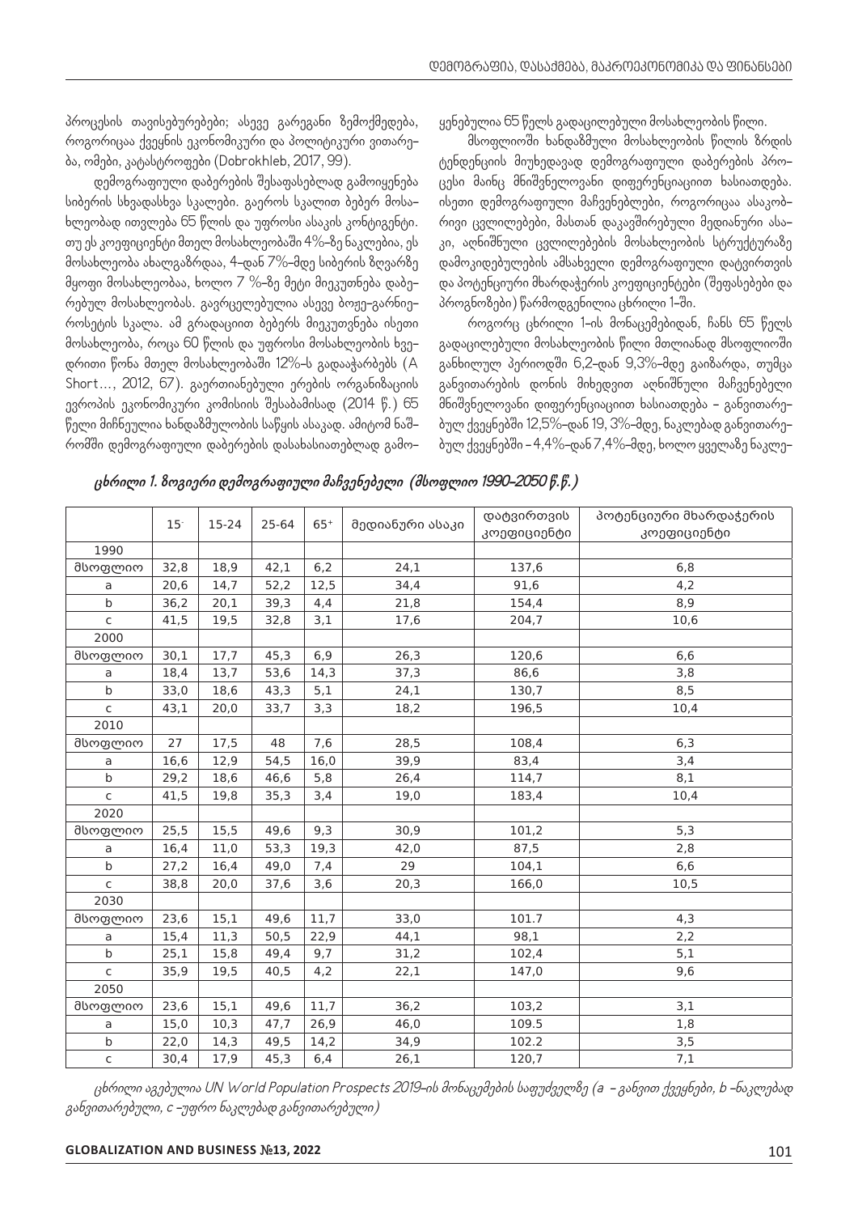პროცესის თავისებურებები; ასევე გარეგანი ზემოქმედება, როგორიცაა ქვეყნის ეკონომიკური და პოლიტიკური ვითარება, ომები, კატასტროფები (Dobrokhleb, 2017, 99).

დემოგრაფიული დაბერების შესაფასებლად გამოიყენება სიბერის სხვადასხვა სკალები. გაეროს სკალით ბებერ მოსახლეობად ითვლება 65 წლის და უფროსი ასაკის კონტიგენტი. თუ ეს კოეფიციენტი მთელ მოსახლეობაში 4%-ზე ნაკლებია, ეს მოსახლეობა ახალგაზრდაა, 4-დან 7%-მდე სიბერის ზღვარზე მყოფი მოსახლეობაა, ხოლო 7 %-ზე მეტი მიეკუთნება დაბერებულ მოსახლეობას. გავრცელებულია ასევე ბოჟე-გარნიეროსეტის სკალა. ამ გრადაციით ბებერს მიეკუთვნება ისეთი მოსახლეობა, როცა 60 წლის და უფროსი მოსახლეობის ხვედრითი წონა მთელ მოსახლეობაში 12%-ს გადააჭარბებს (A Short…, 2012, 67). გაერთიანებული ერების ორგანიზაციის ევროპის ეკონომიკური კომისიის შესაბამისად (2014 წ.) 65 წელი მიჩნეულია ხანდაზმულობის საწყის ასაკად. ამიტომ ნაშრომში დემოგრაფიული დაბერების დასახასიათებლად გამოყენებულია 65 წელს გადაცილებული მოსახლეობის წილი.

მსოფლიოში ხანდაზმული მოსახლეობის წილის ზრდის ტენდენციის მიუხედავად დემოგრაფიული დაბერების პროცესი მაინც მნიშვნელოვანი დიფერენციაციით ხასიათდება. ისეთი დემოგრაფიული მაჩვენებლები, როგორიცაა ასაკობრივი ცვლილებები, მასთან დაკავშირებული მედიანური ასაკი, აღნიშნული ცვლილებების მოსახლეობის სტრუქტურაზე დამოკიდებულების ამსახველი დემოგრაფიული დატვირთვის და პოტენციური მხარდაჭერის კოეფიციენტები (შეფასებები და პროგნოზები) წარმოდგენილია ცხრილი 1-ში.

როგორც ცხრილი 1-ის მონაცემებიდან, ჩანს 65 წელს გადაცილებული მოსახლეობის წილი მთლიანად მსოფლიოში განხილულ პერიოდში 6,2-დან 9,3%-მდე გაიზარდა, თუმცა განვითარების დონის მიხედვით აღნიშნული მაჩვენებელი მნიშვნელოვანი დიფერენციაციით ხასიათდება – განვითარებულ ქვეყნებში 12,5%-დან 19, 3%-მდე, ნაკლებად განვითარებულ ქვეყნებში – 4,4%-დან 7,4%-მდე, ხოლო ყველაზე ნაკლე-

***ცხრილი 1. ზოგიერი დემოგრაფიული მაჩვენებელი (მსოფლიო 1990-2050 წ.წ.)***

| | $15^-$ | 15-24 | 25-64 | $65^+$ | მედიანური ასაკი | დატვირთვის კოეფიციენტი | პოტენციური მხარდაჭერის კოეფიციენტი |
|---|---|---|---|---|---|---|---|
| 1990 | | | | | | | |
| მსოფლიო | 32,8 | 18,9 | 42,1 | 6,2 | 24,1 | 137,6 | 6,8 |
| a | 20,6 | 14,7 | 52,2 | 12,5 | 34,4 | 91,6 | 4,2 |
| b | 36,2 | 20,1 | 39,3 | 4,4 | 21,8 | 154,4 | 8,9 |
| c | 41,5 | 19,5 | 32,8 | 3,1 | 17,6 | 204,7 | 10,6 |
| 2000 | | | | | | | |
| მსოფლიო | 30,1 | 17,7 | 45,3 | 6,9 | 26,3 | 120,6 | 6,6 |
| a | 18,4 | 13,7 | 53,6 | 14,3 | 37,3 | 86,6 | 3,8 |
| b | 33,0 | 18,6 | 43,3 | 5,1 | 24,1 | 130,7 | 8,5 |
| c | 43,1 | 20,0 | 33,7 | 3,3 | 18,2 | 196,5 | 10,4 |
| 2010 | | | | | | | |
| მსოფლიო | 27 | 17,5 | 48 | 7,6 | 28,5 | 108,4 | 6,3 |
| a | 16,6 | 12,9 | 54,5 | 16,0 | 39,9 | 83,4 | 3,4 |
| b | 29,2 | 18,6 | 46,6 | 5,8 | 26,4 | 114,7 | 8,1 |
| c | 41,5 | 19,8 | 35,3 | 3,4 | 19,0 | 183,4 | 10,4 |
| 2020 | | | | | | | |
| მსოფლიო | 25,5 | 15,5 | 49,6 | 9,3 | 30,9 | 101,2 | 5,3 |
| a | 16,4 | 11,0 | 53,3 | 19,3 | 42,0 | 87,5 | 2,8 |
| b | 27,2 | 16,4 | 49,0 | 7,4 | 29 | 104,1 | 6,6 |
| c | 38,8 | 20,0 | 37,6 | 3,6 | 20,3 | 166,0 | 10,5 |
| 2030 | | | | | | | |
| მსოფლიო | 23,6 | 15,1 | 49,6 | 11,7 | 33,0 | 101.7 | 4,3 |
| a | 15,4 | 11,3 | 50,5 | 22,9 | 44,1 | 98,1 | 2,2 |
| b | 25,1 | 15,8 | 49,4 | 9,7 | 31,2 | 102,4 | 5,1 |
| c | 35,9 | 19,5 | 40,5 | 4,2 | 22,1 | 147,0 | 9,6 |
| 2050 | | | | | | | |
| მსოფლიო | 23,6 | 15,1 | 49,6 | 11,7 | 36,2 | 103,2 | 3,1 |
| a | 15,0 | 10,3 | 47,7 | 26,9 | 46,0 | 109.5 | 1,8 |
| b | 22,0 | 14,3 | 49,5 | 14,2 | 34,9 | 102.2 | 3,5 |
| c | 30,4 | 17,9 | 45,3 | 6,4 | 26,1 | 120,7 | 7,1 |

*ცხრილი აგებულია UN World Population Prospects 2019-ის მონაცემების საფუძველზე (a – განვით ქვეყნები, b –ნაკლებად განვითარებული, c –უფრო ნაკლებად განვითარებული)*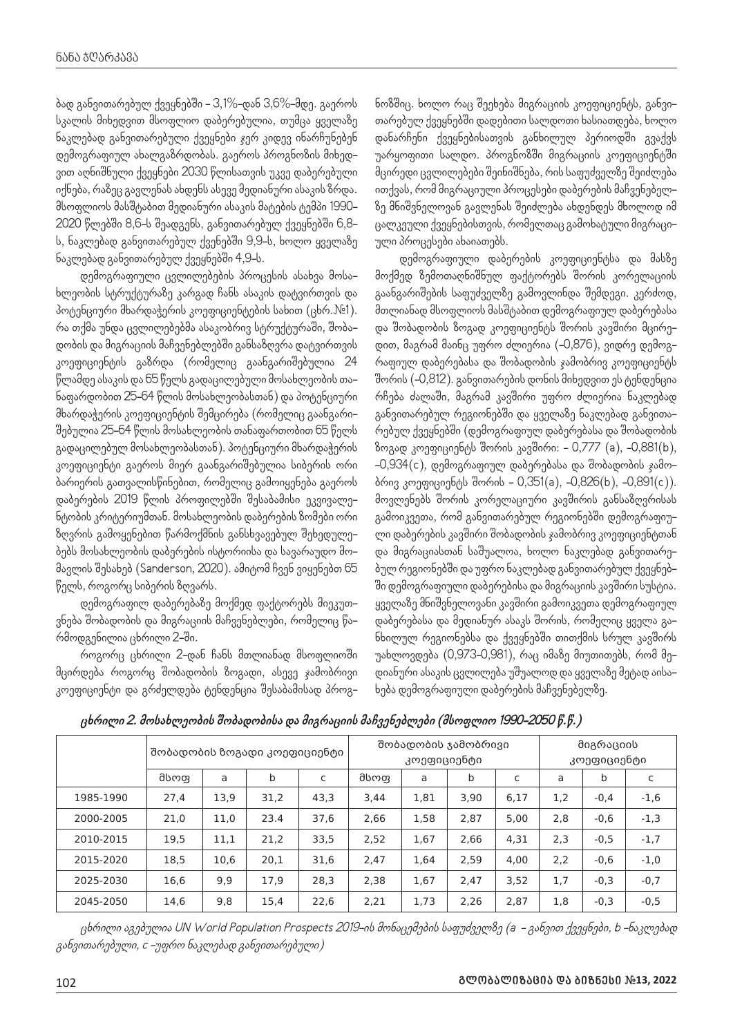ბად განვითარებულ ქვეყნებში – 3,1%-დან 3,6%-მდე. გაეროს სკალის მიხედვით მსოფლიო დაბერებულია, თუმცა ყველაზე ნაკლებად განვითარებული ქვეყნები ჯერ კიდევ ინარჩუნებენ დემოგრაფიულ ახალგაზრდობას. გაეროს პროგნოზის მიხედვით აღნიშნული ქვეყნები 2030 წლისათვის უკვე დაბერებული იქნება, რაზეც გავლენას ახდენს ასევე მედიანური ასაკის ზრდა. მსოფლიოს მასშტაბით მედიანური ასაკის მატების ტემპი 1990-2020 წლებში 8,6-ს შეადგენს, განვითარებულ ქვეყნებში 6,8-ს, ნაკლებად განვითარებულ ქვენებში 9,9-ს, ხოლო ყველაზე ნაკლებად განვითარებულ ქვეყნებში 4,9-ს.

დემოგრაფიული ცვლილებების პროცესის ასახვა მოსახლეობის სტრუქტურაზე კარგად ჩანს ასაკის დატვირთვის და პოტენციური მხარდაჭერის კოეფიციენტების სახით (ცხრ.№1). რა თქმა უნდა ცვლილებებმა ასაკობრივ სტრუქტურაში, შობადობის და მიგრაციის მაჩვენებლებში განსაზღვრა დატვირთვის კოეფიციენტის გაზრდა (რომელიც გაანგარიშებულია 24 წლამდე ასაკის და 65 წელს გადაცილებული მოსახლეობის თანაფარდობით 25-64 წლის მოსახლეობასთან) და პოტენციური მხარდაჭერის კოეფიციენტის შემცირება (რომელიც გაანგარიშებულია 25-64 წლის მოსახლეობის თანაფართობით 65 წელს გადაცილებულ მოსახლეობასთან). პოტენციური მხარდაჭერის კოეფიციენტი გაეროს მიერ გაანგარიშებულია სიბერის ორი ბარიერის გათვალისწინებით, რომელიც გამოიყენება გაეროს დაბერების 2019 წლის პროფილებში შესაბამისი ეკვივალენტობის კრიტერიუმთან. მოსახლეობის დაბერების ზომები ორი ზღვრის გამოყენებით წარმოქმნის განსხვავებულ შეხედულებებს მოსახლეობის დაბერების ისტორიისა და სავარაუდო მომავლის შესახებ (Sanderson, 2020). ამიტომ ჩვენ ვიყენებთ 65 წელს, როგორც სიბერის ზღვარს.

დემოგრაფიულ დაბერებაზე მოქმედ ფაქტორებს მიეკუთვნება შობადობის და მიგრაციის მაჩვენებლები, რომელიც წარმოდგენილია ცხრილი 2-ში.

როგორც ცხრილი 2-დან ჩანს მთლიანად მსოფლიოში მცირდება როგორც შობადობის ზოგადი, ასევე ჯამობრივი კოეფიციენტი და გრძელდება ტენდენცია შესაბამისად პროგნოზშიც. ხოლო რაც შეეხება მიგრაციის კოეფიციენტს, განვითარებულ ქვეყნებში დადებითი სალდოთი ხასიათდება, ხოლო დანარჩენი ქვეყნებისათვის განხილულ პერიოდში გვაქვს უარყოფითი სალდო. პროგნოზში მიგრაციის კოეფიციენტში მცირედი ცვლილებები შეინიშნება, რის საფუძველზე შეიძლება ითქვას, რომ მიგრაციული პროცესები დაბერების მაჩვენებელზე მნიშვნელოვან გავლენას შეიძლება ახდენდეს მხოლოდ იმ ცალკეული ქვეყნებისთვის, რომელთაც გამოხატული მიგრაციული პროცესები ახასიათებს.

დემოგრაფიული დაბერების კოეფიციენტსა და მასზე მოქმედ ზემოთაღნიშნულ ფაქტორებს შორის კორელაციის გაანგარიშების საფუძველზე გამოვლინდა შემდეგი. კერძოდ, მთლიანად მსოფლიოს მასშტაბით დემოგრაფიულ დაბერებასა და შობადობის ზოგად კოეფიციენტს შორის კავშირი მცირედით, მაგრამ მაინც უფრო ძლიერია (-0,876), ვიდრე დემოგრაფიულ დაბერებასა და შობადობის ჯამობრივ კოეფიციენტს შორის (-0,812). განვითარების დონის მიხედვით ეს ტენდენცია რჩება ძალაში, მაგრამ კავშირი უფრო ძლიერია ნაკლებად განვითარებულ რეგიონებში და ყველაზე ნაკლებად განვითარებულ ქვეყნებში (დემოგრაფიულ დაბერებასა და შობადობის ზოგად კოეფიციენტს შორის კავშირი: – 0,777 (a), -0,881(b), -0,934(c), დემოგრაფიულ დაბერებასა და შობადობის ჯამობრივ კოეფიციენტს შორის – 0,351(a), -0,826(b), -0,891(c)). მოვლენებს შორის კორელაციური კავშირის განსაზღვრისას გამოიკვეთა, რომ განვითარებულ რეგიონებში დემოგრაფიული დაბერების კავშირი შობადობის ჯამობრივ კოეფიციენტთან და მიგრაციასთან საშუალოა, ხოლო ნაკლებად განვითარებულ რეგიონებში და უფრო ნაკლებად განვითარებულ ქვეყნებში დემოგრაფიული დაბერებისა და მიგრაციის კავშირი სუსტია. ყველაზე მნიშვნელოვანი კავშირი გამოიკვეთა დემოგრაფიულ დაბერებასა და მედიანურ ასაკს შორის, რომელიც ყველა განხილულ რეგიონებსა და ქვეყნებში თითქმის სრულ კავშირს უახლოვდება (0,973-0,981), რაც იმაზე მიუთითებს, რომ მედიანური ასაკის ცვლილება უშუალოდ და ყველაზე მეტად აისახება დემოგრაფიული დაბერების მაჩვენებელზე.

***ცხრილი 2. მოსახლეობის შობადობისა და მიგრაციის მაჩვენებლები (მსოფლიო 1990-2050 წ.წ.)***

| | შობადობის ზოგადი კოეფიციენტი | | | | შობადობის ჯამობრივი კოეფიციენტი | | | | მიგრაციის კოეფიციენტი | | |
|---|---|---|---|---|---|---|---|---|---|---|---|
| | მსოფ | a | b | c | მსოფ | a | b | c | a | b | c |
| 1985-1990 | 27,4 | 13,9 | 31,2 | 43,3 | 3,44 | 1,81 | 3,90 | 6,17 | 1,2 | -0,4 | -1,6 |
| 2000-2005 | 21,0 | 11,0 | 23.4 | 37,6 | 2,66 | 1,58 | 2,87 | 5,00 | 2,8 | -0,6 | -1,3 |
| 2010-2015 | 19,5 | 11,1 | 21,2 | 33,5 | 2,52 | 1,67 | 2,66 | 4,31 | 2,3 | -0,5 | -1,7 |
| 2015-2020 | 18,5 | 10,6 | 20,1 | 31,6 | 2,47 | 1,64 | 2,59 | 4,00 | 2,2 | -0,6 | -1,0 |
| 2025-2030 | 16,6 | 9,9 | 17,9 | 28,3 | 2,38 | 1,67 | 2,47 | 3,52 | 1,7 | -0,3 | -0,7 |
| 2045-2050 | 14,6 | 9,8 | 15,4 | 22,6 | 2,21 | 1,73 | 2,26 | 2,87 | 1,8 | -0,3 | -0,5 |

*ცხრილი აგებულია UN World Population Prospects 2019-ის მონაცემების საფუძველზე (a – განვით ქვეყნები, b –ნაკლებად განვითარებული, c –უფრო ნაკლებად განვითარებული)*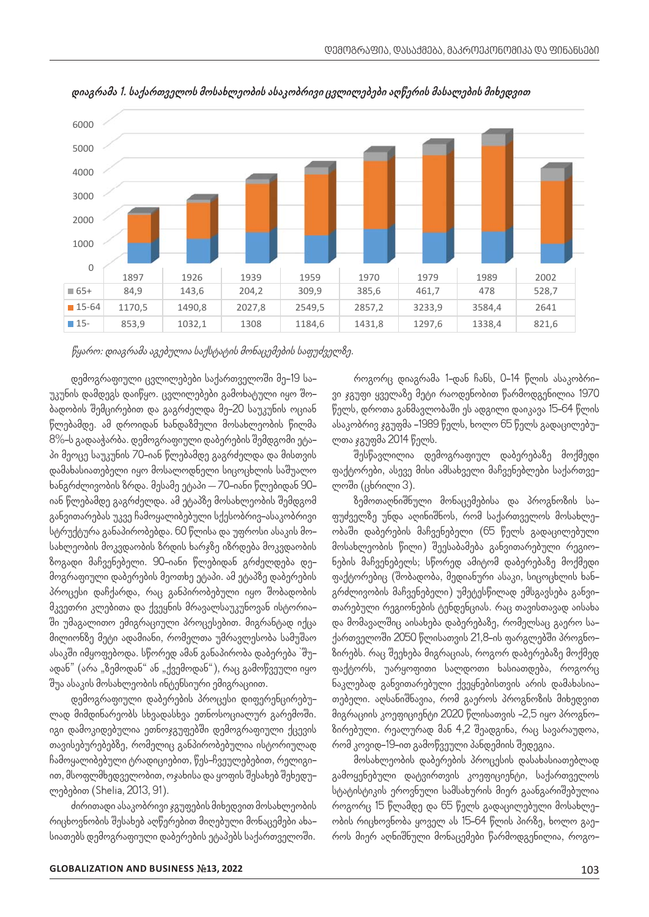*დიაგრამა 1. საქართველოს მოსახლეობის ასაკობრივი ცვლილებები აღწერის მასალების მიხედვით*

| | 1897 | 1926 | 1939 | 1959 | 1970 | 1979 | 1989 | 2002 |
|---|---|---|---|---|---|---|---|---|
| 65+ | 84,9 | 143,6 | 204,2 | 309,9 | 385,6 | 461,7 | 478 | 528,7 |
| 15-64 | 1170,5 | 1490,8 | 2027,8 | 2549,5 | 2857,2 | 3233,9 | 3584,4 | 2641 |
| 15- | 853,9 | 1032,1 | 1308 | 1184,6 | 1431,8 | 1297,6 | 1338,4 | 821,6 |

*წყარო: დიაგრამა აგებულია საქსტატის მონაცემების საფუძველზე.*

დემოგრაფიული ცვლილებები საქართველოში მე-19 საუკუნის დამდეგს დაიწყო. ცვლილებები გამოხატული იყო შობადობის შემცირებით და გაგრძელდა მე-20 საუკუნის ოციან წლებამდე. ამ დროიდან ხანდაზმული მოსახლეობის წილმა 8%-ს გადააჭარბა. დემოგრაფიული დაბერების შემდგომი ეტაპი მეოცე საუკუნის 70-იან წლებამდე გაგრძელდა და მისთვის დამახასიათებელი იყო მოსალოდნელი სიცოცხლის საშუალო ხანგრძლივობის ზრდა. მესამე ეტაპი — 70-იანი წლებიდან 90-იან წლებამდე გაგრძელდა. ამ ეტაპზე მოსახლეობის შემდგომ განვითარებას უკვე ჩამოყალიბებული სქესობრივ-ასაკობრივი სტრუქტურა განაპირობებდა. 60 წლისა და უფროსი ასაკის მოსახლეობის მოკვდაობის ზრდის ხარჯზე იზრდება მოკვდაობის ზოგადი მაჩვენებელი. 90-იანი წლებიდან გრძელდება დემოგრაფიული დაბერების მეოთხე ეტაპი. ამ ეტაპზე დაბერების პროცესი დაჩქარდა, რაც განპირობებული იყო შობადობის მკვეთრი კლებითა და ქვეყნის მრავალსაუკუნოვან ისტორიაში უმაგალითო ემიგრაციული პროცესებით. მიგრანტად იქცა მილიონზე მეტი ადამიანი, რომელთა უმრავლესობა სამუშაო ასაკში იმყოფებოდა. სწორედ ამან განაპირობა დაბერება "შუადან" (არა „ზემოდან" ან „ქვემოდან"), რაც გამოწვეული იყო შუა ასაკის მოსახლეობის ინტენსიური ემიგრაციით.

დემოგრაფიული დაბერების პროცესი დიფერენცირებულად მიმდინარეობს სხვადასხვა ეთნოსოციალურ გარემოში. იგი დამოკიდებულია ეთნოჯგუფებში დემოგრაფიული ქცევის თავისებურებებზე, რომელიც განპირობებულია ისტორიულად ჩამოყალიბებული ტრადიციებით, წეს-ჩვეულებებით, რელიგიით, მსოფლმხედველობით, ოჯახისა და ყოფის შესახებ შეხედულებებით (Shelia, 2013, 91).

ძირითადი ასაკობრივი ჯგუფების მიხედვით მოსახლეობის რიცხოვნობის შესახებ აღწერებით მიღებული მონაცემები ახასიათებს დემოგრაფიული დაბერების ეტაპებს საქართველოში.

როგორც დიაგრამა 1-დან ჩანს, 0-14 წლის ასაკობრივი ჯგუფი ყველაზე მეტი რაოდენობით წარმოდგენილია 1970 წელს, დროთა განმავლობაში ეს ადგილი დაიკავა 15-64 წლის ასაკობრივ ჯგუფმა -1989 წელს, ხოლო 65 წელს გადაცილებულთა ჯგუფმა 2014 წელს.

შესწავლილია დემოგრაფიულ დაბერებაზე მოქმედი ფაქტორები, ასევე მისი ამსახველი მაჩვენებლები საქართველოში (ცხრილი 3).

ზემოთაღნიშნული მონაცემებისა და პროგნოზის საფუძველზე უნდა აღინიშნოს, რომ საქართველოს მოსახლეობაში დაბერების მაჩვენებელი (65 წელს გადაცილებული მოსახლეობის წილი) შეესაბამება განვითარებული რეგიონების მაჩვენებელს; სწორედ ამიტომ დაბერებაზე მოქმედი ფაქტორებიც (შობადობა, მედიანური ასაკი, სიცოცხლის ხანგრძლივობის მაჩვენებელი) უმეტესწილად ემსგავსება განვითარებული რეგიონების ტენდენციას. რაც თავისთავად აისახა და მომავალშიც აისახება დაბერებაზე, რომელსაც გაეროს საქართველოში 2050 წლისათვის 21,8-ის ფარგლებში პროგნოზირებს. რაც შეეხება მიგრაციას, როგორ დაბერებაზე მოქმედ ფაქტორს, უარყოფითი სალდოთი ხასიათდება, როგორც ნაკლებად განვითარებული ქვეყნებისთვის არის დამახასიათებელი. აღსანიშნავია, რომ გაეროს პროგნოზის მიხედვით მიგრაციის კოეფიციენტი 2020 წლისათვის -2,5 იყო პროგნოზირებული. რეალურად მან 4,2 შეადგინა, რაც სავარაუდოა, რომ კოვიდ-19-ით გამოწვეული პანდემიის შედეგია.

მოსახლეობის დაბერების პროცესის დასახასიათებლად გამოყენებული დატვირთვის კოეფიციენტი, საქართველოს სტატისტიკის ეროვნული სამსახურის მიერ გაანგარიშებულია როგორც 15 წლამდე და 65 წელს გადაცილებული მოსახლეობის რიცხოვნობა ყოველ ას 15-64 წლის პირზე, ხოლო გაეროს მიერ აღნიშნული მონაცემები წარმოდგენილია, როგო-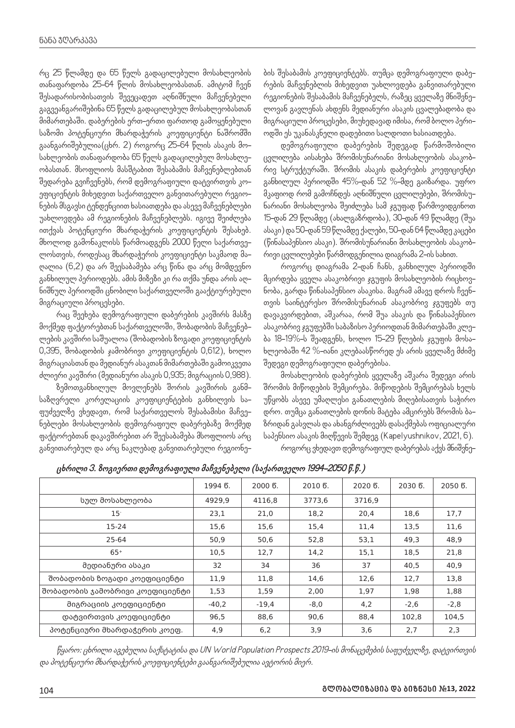რც 25 წლამდე და 65 წელს გადაცილებული მოსახლეობის თანაფარდობა 25–64 წლის მოსახლეობასთან. ამიტომ ჩვენ შესადარისობისათვის შევცვალეთ აღნიშნული მაჩვენებელი გავეანგარიშებინა 65 წელს გადაცილებულ მოსახლეობასთან მიმართებაში. დაბერების ერთ–ერთი ფართოდ გამოყენებული საზომი პოტენციური მხარდაჭერის კოეფიციენტი ნაშრომში გაანგარიშებულია(ცხრ. 2) როგორც 25–64 წლის ასაკის მოსახლეობის თანაფარდობა 65 წელს გადაცილებულ მოსახლეობასთან. მსოფლიოს მასშტაბით შესაბამის მაჩვენებლებთან შედარება გვიჩვენებს, რომ დემოგრაფიული დატვირთვის კოეფიციენტის მიხედვით საქართველო განვითარებული რეგიონების მსგავსი ტენდენციით ხასიათდება და ასევე მაჩვენებლები უახლოვდება ამ რეგიონების მაჩვენებლებს. იგივე შეიძლება ითქვას პოტენციური მხარდაჭერის კოეფიციენტის შესახებ. მხოლოდ გამონაკლისს წარმოადგენს 2000 წელი საქართველოსთვის, როდესაც მხარდაჭერის კოეფიციენტი საკმაოდ მაღალია (6,2) და არ შეესაბამება არც წინა და არც მომდევნო განხილულ პერიოდებს. ამის მიზეზი კი რა თქმა უნდა არის აღნიშნულ პერიოდში ცნობილი საქართველოში გააქტიურებული მიგრაციული პროცესები.

რაც შეეხება დემოგრაფიული დაბერების კავშირს მასზე მოქმედ ფაქტორებთან საქართველოში, შობადობის მაჩვენებლების კავშირი საშუალოა (შობადობის ზოგადი კოეფიციენტის 0,395, შობადობის ჯამობრივი კოეფიციენტის 0,612), ხოლო მიგრაციასთან და მედიანურ ასაკთან მიმართებაში გამოიკვეთა ძლიერი კავშირი (მედიანური ასაკის 0,935; მიგრაციის 0,988).

ზემოთგანხილულ მოვლენებს შორის კავშირის განმსაზღვრელი კორელაციის კოეფიციენტების განხილვის საფუძველზე ვხედავთ, რომ საქართველოს შესაბამისი მაჩვენებლები მოსახლეობის დემოგრაფიულ დაბერებაზე მოქმედ ფაქტორებთან დაკავშირებით არ შეესაბამება მსოფლიოს არც განვითარებულ და არც ნაკლებად განვითარებული რეგიონების შესაბამის კოეფიციენტებს. თუმცა დემოგრაფიული დაბერების მაჩვენებლის მიხედვით უახლოვდება განვითარებული რეგიონების შესაბამის მაჩვენებელს, რაზეც ყველაზე მნიშვნელოვან გავლენას ახდენს მედიანური ასაკის ცვალებადობა და მიგრაციული პროცესები, მიუხედავად იმისა, რომ ბოლო პერიოდში ეს უკანასკნელი დადებითი სალდოთი ხასიათდება.

დემოგრაფიული დაბერების შედეგად წარმოშობილი ცვლილება აისახება შრომისუნარიანი მოსახლეობის ასაკობრივ სტრუქტურაში. შრომის ასაკის დაბერების კოეფიციენტი განხილულ პერიოდში 45%–დან 52 %–მდე გაიზარდა. უფრო მკაფიოდ რომ გამოჩნდეს აღნიშნული ცვლილებები, შრომისუნარიანი მოსახლეობა შეიძლება სამ ჯგუფად წარმოვიდგინოთ 15–დან 29 წლამდე (ახალგაზრდობა), 30–დან 49 წლამდე (შუა ასაკი) და 50–დან 59 წლამდე ქალები, 50–დან 64 წლამდე კაცები (წინასაპენსიო ასაკი). შრომისუნარიანი მოსახლეობის ასაკობრივი ცვლილებები წარმოდგენილია დიაგრამა 2–ის სახით.

როგორც დიაგრამა 2–დან ჩანს, განხილულ პერიოდში მცირდება ყველა ასაკობრივი ჯგუფის მოსახლეობის რიცხოვნობა, გარდა წინასაპენსიო ასაკისა. მაგრამ ამავე დროს ჩვენთვის საინტერესო შრომისუნარიან ასაკობრივ ჯგუფებს თუ დავაკვირდებით, აშკარაა, რომ შუა ასაკის და წინასაპენსიო ასაკობრივ ჯგუფებში საბაზისო პერიოდთან მიმართებაში კლება 18–19%–ს შეადგენს, ხოლო 15–29 წლების ჯგუფის მოსახლეობაში 42 %–იანი კლებაასწორედ ეს არის ყველაზე მძიმე შედეგი დემოგრაფიული დაბერებისა.

მოსახლეობის დაბერების ყველაზე აშკარა შედეგი არის შრომის მიწოდების შემცირება. მიწოდების შემცირებას ხელს უწყობს ასევე უმაღლესი განათლების მიღებისათვის საჭირო დრო. თუმცა განათლების დონის მატება ამცირებს შრომის ბაზრიდან გასვლას და ახანგრძლივებს დასაქმებას ოფიციალური საპენსიო ასაკის მიღწევის შემდეგ (Kapelyushnikov, 2021, 6).

როგორც ვხედავთ დემოგრაფიულ დაბერებას აქვს მნიშვნე–

*ცხრილი 3. ზოგიერთი დემოგრაფიული მაჩვენებელი (საქართველო 1994–2050 წ.წ.)*

| | 1994 წ. | 2000 წ. | 2010 წ. | 2020 წ. | 2030 წ. | 2050 წ. |
|---|---|---|---|---|---|---|
| სულ მოსახლეობა | 4929,9 | 4116,8 | 3773,6 | 3716,9 | | |
| 15- | 23,1 | 21,0 | 18,2 | 20,4 | 18,6 | 17,7 |
| 15-24 | 15,6 | 15,6 | 15,4 | 11,4 | 13,5 | 11,6 |
| 25-64 | 50,9 | 50,6 | 52,8 | 53,1 | 49,3 | 48,9 |
| 65+ | 10,5 | 12,7 | 14,2 | 15,1 | 18,5 | 21,8 |
| მედიანური ასაკი | 32 | 34 | 36 | 37 | 40,5 | 40,9 |
| შობადობის ზოგადი კოეფიციენტი | 11,9 | 11,8 | 14,6 | 12,6 | 12,7 | 13,8 |
| შობადობის ჯამობრივი კოეფიციენტი | 1,53 | 1,59 | 2,00 | 1,97 | 1,98 | 1,88 |
| მიგრაციის კოეფიციენტი | -40,2 | -19,4 | -8,0 | 4,2 | -2,6 | -2,8 |
| დატვირთვის კოეფიციენტი | 96,5 | 88,6 | 90,6 | 88,4 | 102,8 | 104,5 |
| პოტენციური მხარდაჭერის კოეფ. | 4,9 | 6,2 | 3,9 | 3,6 | 2,7 | 2,3 |

*წყარო: ცხრილი აგებულია საქსტატისა და UN World Population Prospects 2019–ის მონაცემების საფუძველზე, დატვირთვის და პოტენციური მხარდაჭერის კოეფიციენტები გაანგარიშებულია ავტორის მიერ.*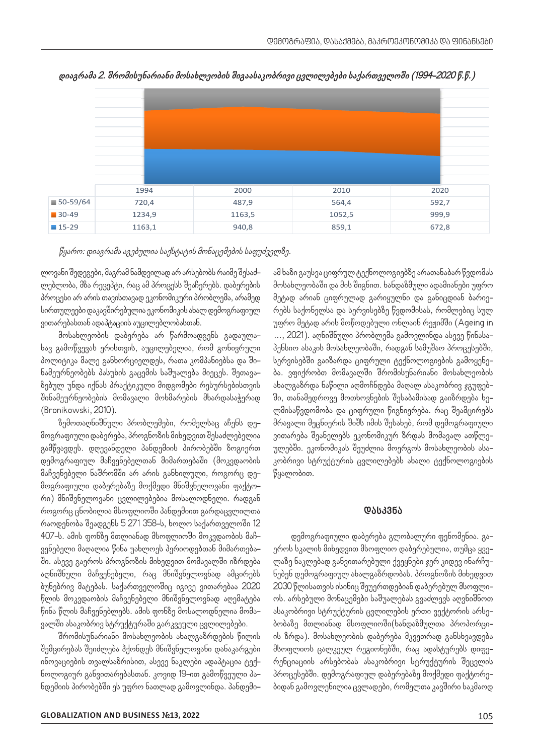*დიაგრამა 2. შრომისუნარიანი მოსახლეობის შიგაასაკობრივი ცვლილებები საქართველოში (1994-2020 წ.წ.)*

| | 1994 | 2000 | 2010 | 2020 |
|---|---|---|---|---|
| 50-59/64 | 720,4 | 487,9 | 564,4 | 592,7 |
| 30-49 | 1234,9 | 1163,5 | 1052,5 | 999,9 |
| 15-29 | 1163,1 | 940,8 | 859,1 | 672,8 |

*წყარო: დიაგრამა აგებულია საქსტატის მონაცემების საფუძველზე.*

ლოვანი შედეგები, მაგრამ ნამდვილად არ არსებობს რაიმე შესაძლებლობა, შზა რეცეპტი, რაც ამ პროცესს შეაჩერებს. დაბერების პროცესი არ არის თავისთავად ეკონომიკური პრობლემა, არამედ სირთულეები დაკავშირებულია ეკონომიკის ახალ დემოგრაფიულ ვითარებასთან ადაპტაციის აუცილებლობასთან.

მოსახლეობის დაბერება არ წარმოადგენს გადაულახავ გამოწვევას ერისთვის, აუცილებელია, რომ გონივრული პოლიტიკა მალე განხორციელდეს, რათა კომპანიებსა და შინამეურნეობებს პასუხის გაცემის საშუალება მიეცეს. შეთავაზებულ უნდა იქნას პრაქტიკული მიდგომები რესურსებისთვის შინამეურნეობების მომავალი მოხმარების მხარდასაჭერად (Bronikowski, 2010).

ზემოთაღნიშნული პრობლემები, რომელსაც აჩენს დემოგრაფიული დაბერება, პროგნოზის მიხედვით შესაძლებელია გამწვავდეს. დღევანდელი პანდემიის პირობებში ზოგიერთ დემოგრაფიულ მაჩვენებელთან მიმართებაში (მოკვდაობის მაჩვენებელი ნაშრომში არ არის განხილული, როგორც დემოგრაფიული დაბერებაზე მოქმედი მნიშვნელოვანი ფაქტორი) მნიშვნელოვანი ცვლილებებია მოსალოდნელი. რადგან როგორც ცნობილია მსოფლიოში პანდემიით გარდაცვლილთა რაოდენობა შეადგენს 5 271 358-ს, ხოლო საქართველოში 12 407-ს. ამის ფონზე მთლიანად მსოფლიოში მოკვდაობის მაჩვენებელი მაღალია წინა უახლოეს პერიოდებთან მიმართებაში. ასევე გაეროს პროგნოზის მიხედვით მომავალში იზრდება აღნიშნული მაჩვენებელი, რაც მნიშვნელოვნად ამცირებს ბუნებრივ მატებას. საქართველოშიც იგივე ვითარებაა 2020 წლის მოკვდაობის მაჩვენებელი მნიშვნელოვნად აღემატება წინა წლის მაჩვენებლებს. ამის ფონზე მოსალოდნელია მომავალში ასაკობრივ სტრუქტურაში გარკვეული ცვლილებები.

შრომისუნარიანი მოსახლეობის ახალგაზრდების წილის შემცირებას შეიძლება ჰქონდეს მნიშვნელოვანი დანაკარგები ინოვაციების თვალსაზრისით, ასევე ნაკლები ადაპტაცია ტექნოლოგიურ განვითარებასთან. კოვიდ 19-ით გამოწვეული პანდემიის პირობებში ეს უფრო ნათლად გამოვლინდა. პანდემიამ ხაზი გაუსვა ციფრულ ტექნოლოგიებზე არათანაბარ წვდომას მოსახლეობაში და მის შიგნით. ხანდაზმული ადამიანები უფრო მეტად არიან ციფრულად გარიყულნი და განიცდიან ბარიერებს საქონელსა და სერვისებზე წვდომისას, რომლებიც სულ უფრო მეტად არის მოწოდებული ონლაინ რეჟიმში (Ageing in …, 2021). აღნიშნული პრობლემა გამოვლინდა ასევე წინასაპენსიო ასაკის მოსახლეობაში, რადგან სამუშაო პროცესებში, სერვისებში გაიზარდა ციფრული ტექნოლოგიების გამოყენება. ვფიქრობთ მომავალში შრომისუნარიანი მოსახლეობის ახალგაზრდა ნაწილი აღმოჩნდება მაღალ ასაკობრივ ჯგუფებში, თანამედროვე მოთხოვნების შესაბამისად გაიზრდება ხელმისაწვდომობა და ციფრული წიგნიერება. რაც შეამცირებს მრავალი მეცნიერის შიშს იმის შესახებ, რომ დემოგრაფიული ვითარება შეანელებს ეკონომიკურ ზრდას მომავალ ათწლეულებში. ეკონომიკას შეუძლია მოერგოს მოსახლეობის ასაკობრივი სტრუქტურის ცვლილებებს ახალი ტექნოლოგიების წყალობით.

## დასკვნა

დემოგრაფიული დაბერება გლობალური ფენომენია. გაეროს სკალის მიხედვით მსოფლიო დაბერებულია, თუმცა ყველაზე ნაკლებად განვითარებული ქვეყნები ჯერ კიდევ ინარჩუნებენ დემოგრაფიულ ახალგაზრდობას. პროგნოზის მიხედვით 2030 წლისათვის ისინიც შეუერთდებიან დაბერებულ მსოფლიოს. არსებული მონაცემები საშუალებას გვაძლევს აღვნიშნოთ ასაკობრივი სტრუქტურის ცვლილების ერთი ვექტორის არსებობაზე მთლიანად მსოფლიოში(ხანდაზმულთა პროპორციის ზრდა). მოსახლეობის დაბერება მკვეთრად განსხვავდება მსოფლიოს ცალკეულ რეგიონებში, რაც ადასტურებს დიფერენციაციის არსებობას ასაკობრივი სტრუქტურის შეცვლის პროცესებში. დემოგრაფიულ დაბერებაზე მოქმედი ფაქტორებიდან გამოვლენილია ცვლადები, რომელთა კავშირი საკმაოდ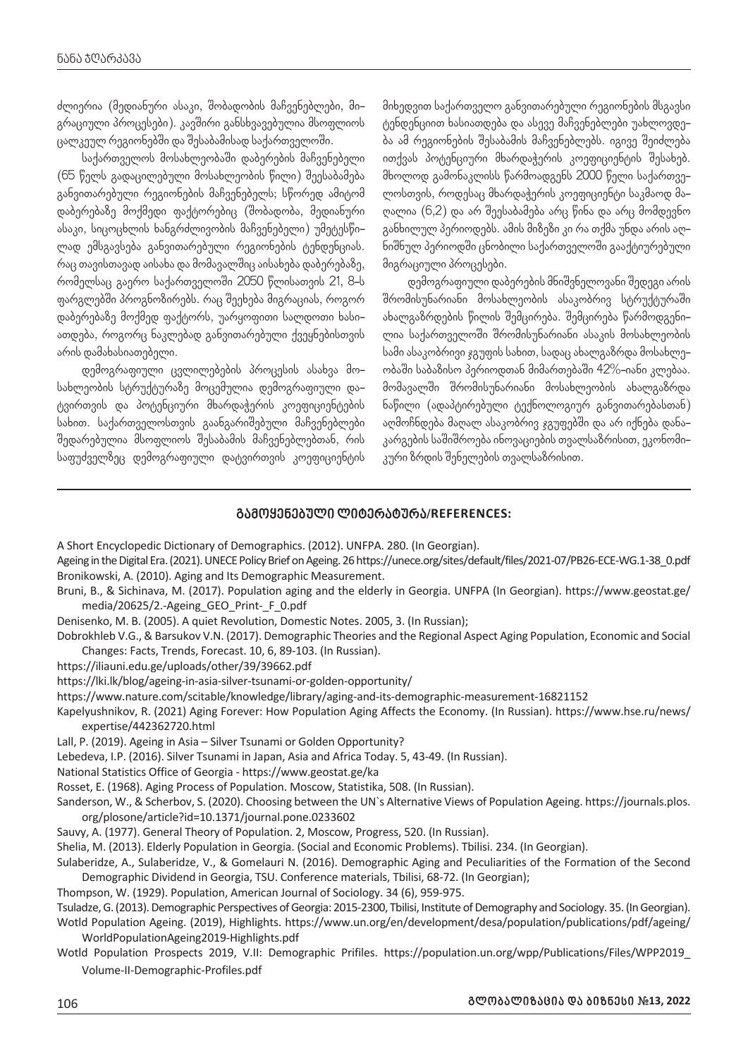ძლიერია (მედიანური ასაკი, შობადობის მაჩვენებლები, მიგრაციული პროცესები). კავშირი განსხვავებულია მსოფლიოს ცალკეულ რეგიონებში და შესაბამისად საქართველოში.

საქართველოს მოსახლეობაში დაბერების მაჩვენებელი (65 წელს გადაცილებული მოსახლეობის წილი) შეესაბამება განვითარებული რეგიონების მაჩვენებელს; სწორედ ამიტომ დაბერებაზე მოქმედი ფაქტორებიც (შობადობა, მედიანური ასაკი, სიცოცხლის ხანგრძლივობის მაჩვენებელი) უმეტესწილად ემსგავსება განვითარებული რეგიონების ტენდენციას. რაც თავისთავად აისახა და მომავალშიც აისახება დაბერებაზე, რომელსაც გაეროს საქართველოში 2050 წლისათვის 21, 8-ს ფარგლებში პროგნოზირებს. რაც შეეხება მიგრაციას, როგორ დაბერებაზე მოქმედ ფაქტორს, უარყოფითი სალდოთი ხასიათდება, როგორც ნაკლებად განვითარებული ქვეყნებისთვის არის დამახასიათებელი.

დემოგრაფიული ცვლილებების პროცესის ასახვა მოსახლეობის სტრუქტურაზე მოცემულია დემოგრაფიული დატვირთვის და პოტენციური მხარდაჭერის კოეფიციენტების სახით. საქართველოსთვის გაანგარიშებული მაჩვენებლები შედარებულია მსოფლიოს შესაბამის მაჩვენებლებთან, რის საფუძველზეც დემოგრაფიული დატვირთვის კოეფიციენტის მიხედვით საქართველო განვითარებული რეგიონების მსგავსი ტენდენციით ხასიათდება და ასევე მაჩვენებლები უახლოვდება ამ რეგიონების შესაბამის მაჩვენებლებს. იგივე შეიძლება ითქვას პოტენციური მხარდაჭერის კოეფიციენტის შესახებ. მხოლოდ გამონაკლისს წარმოადგენს 2000 წელი საქართველოსთვის, როდესაც მხარდაჭერის კოეფიციენტი საკმაოდ მაღალია (6,2) და არ შეესაბამება არც წინა და არც მომდევნო განხილულ პერიოდებს. ამის მიზეზი კი რა თქმა უნდა არის აღნიშნულ პერიოდში ცნობილი საქართველოში გააქტიურებული მიგრაციული პროცესები.

დემოგრაფიული დაბერების მნიშვნელოვანი შედეგი არის შრომისუნარიანი მოსახლეობის ასაკობრივ სტრუქტურაში ახალგაზრდების წილის შემცირება. შემცირება წარმოდგენილია საქართველოში შრომისუნარიანი ასაკის მოსახლეობის სამი ასაკობრივი ჯგუფის სახით, სადაც ახალგაზრდა მოსახლეობაში საბაზისო პერიოდთან მიმართებაში 42%-იანი კლებაა. მომავალში შრომისუნარიანი მოსახლეობის ახალგაზრდა ნაწილი (ადაპტირებული ტექნოლოგიურ განვითარებასთან) აღმოჩნდება მაღალ ასაკობრივ ჯგუფებში და არ იქნება დანაკარგების საშიშროება ინოვაციების თვალსაზრისით, ეკონომიკური ზრდის შენელების თვალსაზრისით.

## გამოყენებული ლიტერატურა/REFERENCES:

A Short Encyclopedic Dictionary of Demographics. (2012). UNFPA. 280. (In Georgian).

Ageing in the Digital Era. (2021). UNECE Policy Brief on Ageing. 26 https://unece.org/sites/default/files/2021-07/PB26-ECE-WG.1-38_0.pdf

Bronikowski, A. (2010). Aging and Its Demographic Measurement.

Bruni, B., & Sichinava, M. (2017). Population aging and the elderly in Georgia. UNFPA (In Georgian). https://www.geostat.ge/media/20625/2.-Ageing_GEO_Print-_F_0.pdf

Denisenko, M. B. (2005). A quiet Revolution, Domestic Notes. 2005, 3. (In Russian);

Dobrokhleb V.G., & Barsukov V.N. (2017). Demographic Theories and the Regional Aspect Aging Population, Economic and Social Changes: Facts, Trends, Forecast. 10, 6, 89-103. (In Russian).

https://iliauni.edu.ge/uploads/other/39/39662.pdf

https://lki.lk/blog/ageing-in-asia-silver-tsunami-or-golden-opportunity/

https://www.nature.com/scitable/knowledge/library/aging-and-its-demographic-measurement-16821152

Kapelyushnikov, R. (2021) Aging Forever: How Population Aging Affects the Economy. (In Russian). https://www.hse.ru/news/expertise/442362720.html

Lall, P. (2019). Ageing in Asia – Silver Tsunami or Golden Opportunity?

Lebedeva, I.P. (2016). Silver Tsunami in Japan, Asia and Africa Today. 5, 43-49. (In Russian).

National Statistics Office of Georgia - https://www.geostat.ge/ka

Rosset, E. (1968). Aging Process of Population. Moscow, Statistika, 508. (In Russian).

Sanderson, W., & Scherbov, S. (2020). Choosing between the UN`s Alternative Views of Population Ageing. https://journals.plos.org/plosone/article?id=10.1371/journal.pone.0233602

Sauvy, A. (1977). General Theory of Population. 2, Moscow, Progress, 520. (In Russian).

Shelia, M. (2013). Elderly Population in Georgia. (Social and Economic Problems). Tbilisi. 234. (In Georgian).

Sulaberidze, A., Sulaberidze, V., & Gomelauri N. (2016). Demographic Aging and Peculiarities of the Formation of the Second Demographic Dividend in Georgia, TSU. Conference materials, Tbilisi, 68-72. (In Georgian);

Thompson, W. (1929). Population, American Journal of Sociology. 34 (6), 959-975.

Tsuladze, G. (2013). Demographic Perspectives of Georgia: 2015-2300, Tbilisi, Institute of Demography and Sociology. 35. (In Georgian).

Wotld Population Ageing. (2019), Highlights. https://www.un.org/en/development/desa/population/publications/pdf/ageing/WorldPopulationAgeing2019-Highlights.pdf

Wotld Population Prospects 2019, V.II: Demographic Prifiles. https://population.un.org/wpp/Publications/Files/WPP2019_Volume-II-Demographic-Profiles.pdf